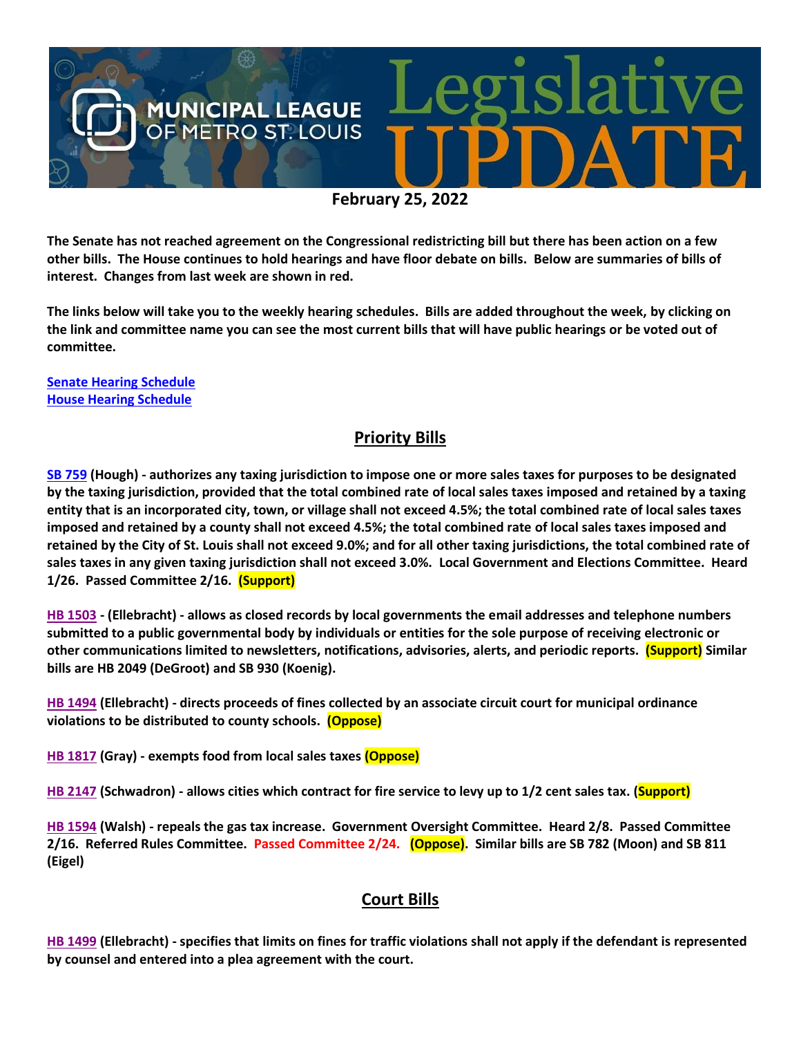# MUNICIPAL LEAGUE OF METRO ST. LOUIS Legislative UPDATE

**February 25, 2022**

**The Senate has not reached agreement on the Congressional redistricting bill but there has been action on a few other bills. The House continues to hold hearings and have floor debate on bills. Below are summaries of bills of interest. Changes from last week are shown in red.**

**The links below will take you to the weekly hearing schedules. Bills are added throughout the week, by clicking on the link and committee name you can see the most current bills that will have public hearings or be voted out of committee.**

**Senate Hearing Schedule**
**House Hearing Schedule**

## Priority Bills

**SB 759 (Hough) - authorizes any taxing jurisdiction to impose one or more sales taxes for purposes to be designated by the taxing jurisdiction, provided that the total combined rate of local sales taxes imposed and retained by a taxing entity that is an incorporated city, town, or village shall not exceed 4.5%; the total combined rate of local sales taxes imposed and retained by a county shall not exceed 4.5%; the total combined rate of local sales taxes imposed and retained by the City of St. Louis shall not exceed 9.0%; and for all other taxing jurisdictions, the total combined rate of sales taxes in any given taxing jurisdiction shall not exceed 3.0%. Local Government and Elections Committee. Heard 1/26. Passed Committee 2/16. (Support)**

**HB 1503 - (Ellebracht) - allows as closed records by local governments the email addresses and telephone numbers submitted to a public governmental body by individuals or entities for the sole purpose of receiving electronic or other communications limited to newsletters, notifications, advisories, alerts, and periodic reports. (Support) Similar bills are HB 2049 (DeGroot) and SB 930 (Koenig).**

**HB 1494 (Ellebracht) - directs proceeds of fines collected by an associate circuit court for municipal ordinance violations to be distributed to county schools. (Oppose)**

**HB 1817 (Gray) - exempts food from local sales taxes (Oppose)**

**HB 2147 (Schwadron) - allows cities which contract for fire service to levy up to 1/2 cent sales tax. (Support)**

**HB 1594 (Walsh) - repeals the gas tax increase. Government Oversight Committee. Heard 2/8. Passed Committee 2/16. Referred Rules Committee. Passed Committee 2/24. (Oppose). Similar bills are SB 782 (Moon) and SB 811 (Eigel)**

## Court Bills

**HB 1499 (Ellebracht) - specifies that limits on fines for traffic violations shall not apply if the defendant is represented by counsel and entered into a plea agreement with the court.**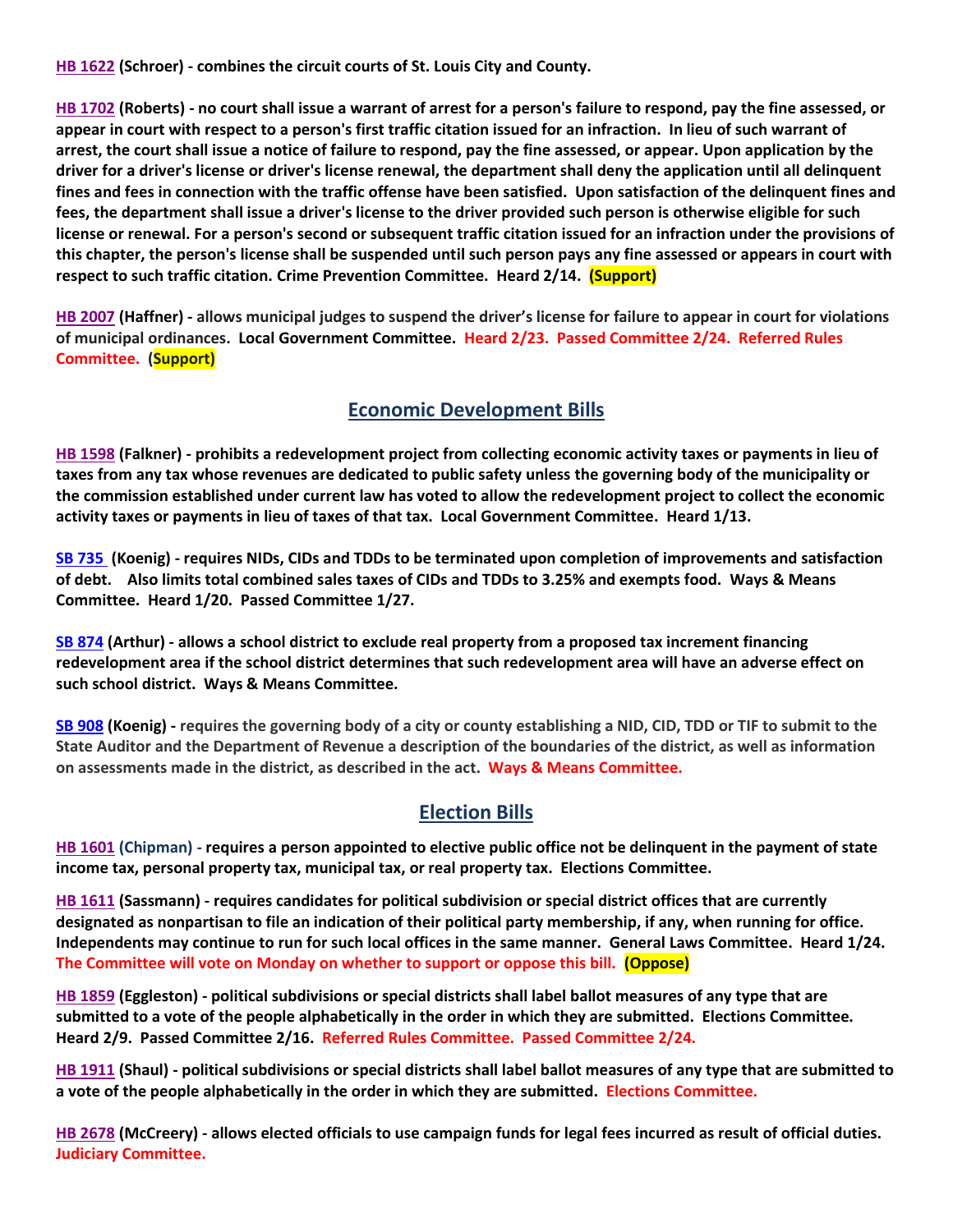**HB 1622** **(Schroer) - combines the circuit courts of St. Louis City and County.**

**HB 1702** **(Roberts) - no court shall issue a warrant of arrest for a person's failure to respond, pay the fine assessed, or appear in court with respect to a person's first traffic citation issued for an infraction. In lieu of such warrant of arrest, the court shall issue a notice of failure to respond, pay the fine assessed, or appear. Upon application by the driver for a driver's license or driver's license renewal, the department shall deny the application until all delinquent fines and fees in connection with the traffic offense have been satisfied. Upon satisfaction of the delinquent fines and fees, the department shall issue a driver's license to the driver provided such person is otherwise eligible for such license or renewal. For a person's second or subsequent traffic citation issued for an infraction under the provisions of this chapter, the person's license shall be suspended until such person pays any fine assessed or appears in court with respect to such traffic citation. Crime Prevention Committee. Heard 2/14. (Support)**

**HB 2007** **(Haffner) - allows municipal judges to suspend the driver's license for failure to appear in court for violations of municipal ordinances. Local Government Committee. Heard 2/23. Passed Committee 2/24. Referred Rules Committee. (Support)**

## Economic Development Bills

**HB 1598** **(Falkner) - prohibits a redevelopment project from collecting economic activity taxes or payments in lieu of taxes from any tax whose revenues are dedicated to public safety unless the governing body of the municipality or the commission established under current law has voted to allow the redevelopment project to collect the economic activity taxes or payments in lieu of taxes of that tax. Local Government Committee. Heard 1/13.**

**SB 735** **(Koenig) - requires NIDs, CIDs and TDDs to be terminated upon completion of improvements and satisfaction of debt. Also limits total combined sales taxes of CIDs and TDDs to 3.25% and exempts food. Ways & Means Committee. Heard 1/20. Passed Committee 1/27.**

**SB 874** **(Arthur) - allows a school district to exclude real property from a proposed tax increment financing redevelopment area if the school district determines that such redevelopment area will have an adverse effect on such school district. Ways & Means Committee.**

**SB 908** **(Koenig) - requires the governing body of a city or county establishing a NID, CID, TDD or TIF to submit to the State Auditor and the Department of Revenue a description of the boundaries of the district, as well as information on assessments made in the district, as described in the act. Ways & Means Committee.**

## Election Bills

**HB 1601** **(Chipman) - requires a person appointed to elective public office not be delinquent in the payment of state income tax, personal property tax, municipal tax, or real property tax. Elections Committee.**

**HB 1611** **(Sassmann) - requires candidates for political subdivision or special district offices that are currently designated as nonpartisan to file an indication of their political party membership, if any, when running for office. Independents may continue to run for such local offices in the same manner. General Laws Committee. Heard 1/24. The Committee will vote on Monday on whether to support or oppose this bill. (Oppose)**

**HB 1859** **(Eggleston) - political subdivisions or special districts shall label ballot measures of any type that are submitted to a vote of the people alphabetically in the order in which they are submitted. Elections Committee. Heard 2/9. Passed Committee 2/16. Referred Rules Committee. Passed Committee 2/24.**

**HB 1911** **(Shaul) - political subdivisions or special districts shall label ballot measures of any type that are submitted to a vote of the people alphabetically in the order in which they are submitted. Elections Committee.**

**HB 2678** **(McCreery) - allows elected officials to use campaign funds for legal fees incurred as result of official duties. Judiciary Committee.**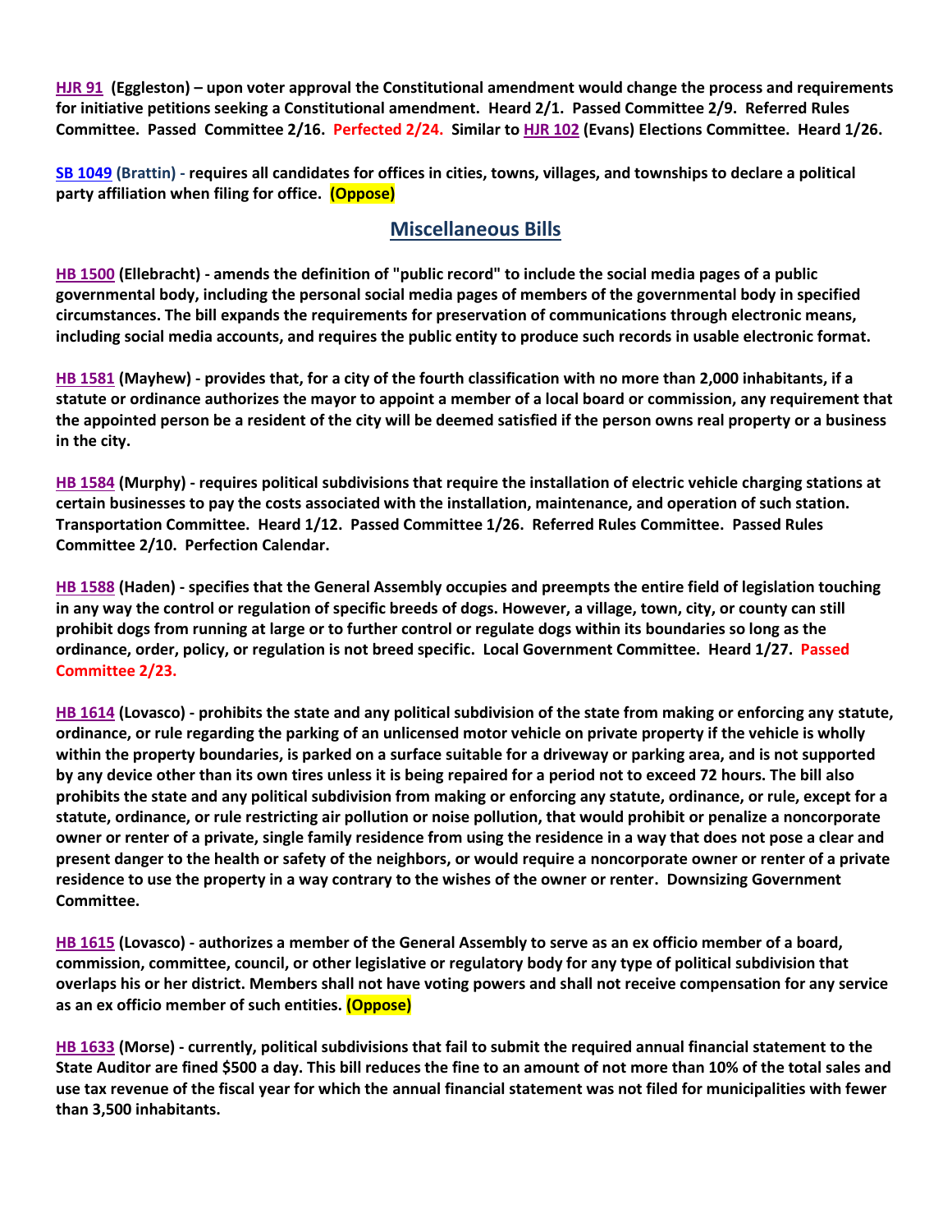**HJR 91 (Eggleston) – upon voter approval the Constitutional amendment would change the process and requirements for initiative petitions seeking a Constitutional amendment. Heard 2/1. Passed Committee 2/9. Referred Rules Committee. Passed Committee 2/16. Perfected 2/24. Similar to HJR 102 (Evans) Elections Committee. Heard 1/26.**

**SB 1049 (Brattin) - requires all candidates for offices in cities, towns, villages, and townships to declare a political party affiliation when filing for office. (Oppose)**

## Miscellaneous Bills

**HB 1500 (Ellebracht) - amends the definition of "public record" to include the social media pages of a public governmental body, including the personal social media pages of members of the governmental body in specified circumstances. The bill expands the requirements for preservation of communications through electronic means, including social media accounts, and requires the public entity to produce such records in usable electronic format.**

**HB 1581 (Mayhew) - provides that, for a city of the fourth classification with no more than 2,000 inhabitants, if a statute or ordinance authorizes the mayor to appoint a member of a local board or commission, any requirement that the appointed person be a resident of the city will be deemed satisfied if the person owns real property or a business in the city.**

**HB 1584 (Murphy) - requires political subdivisions that require the installation of electric vehicle charging stations at certain businesses to pay the costs associated with the installation, maintenance, and operation of such station. Transportation Committee. Heard 1/12. Passed Committee 1/26. Referred Rules Committee. Passed Rules Committee 2/10. Perfection Calendar.**

**HB 1588 (Haden) - specifies that the General Assembly occupies and preempts the entire field of legislation touching in any way the control or regulation of specific breeds of dogs. However, a village, town, city, or county can still prohibit dogs from running at large or to further control or regulate dogs within its boundaries so long as the ordinance, order, policy, or regulation is not breed specific. Local Government Committee. Heard 1/27. Passed Committee 2/23.**

**HB 1614 (Lovasco) - prohibits the state and any political subdivision of the state from making or enforcing any statute, ordinance, or rule regarding the parking of an unlicensed motor vehicle on private property if the vehicle is wholly within the property boundaries, is parked on a surface suitable for a driveway or parking area, and is not supported by any device other than its own tires unless it is being repaired for a period not to exceed 72 hours. The bill also prohibits the state and any political subdivision from making or enforcing any statute, ordinance, or rule, except for a statute, ordinance, or rule restricting air pollution or noise pollution, that would prohibit or penalize a noncorporate owner or renter of a private, single family residence from using the residence in a way that does not pose a clear and present danger to the health or safety of the neighbors, or would require a noncorporate owner or renter of a private residence to use the property in a way contrary to the wishes of the owner or renter. Downsizing Government Committee.**

**HB 1615 (Lovasco) - authorizes a member of the General Assembly to serve as an ex officio member of a board, commission, committee, council, or other legislative or regulatory body for any type of political subdivision that overlaps his or her district. Members shall not have voting powers and shall not receive compensation for any service as an ex officio member of such entities. (Oppose)**

**HB 1633 (Morse) - currently, political subdivisions that fail to submit the required annual financial statement to the State Auditor are fined $500 a day. This bill reduces the fine to an amount of not more than 10% of the total sales and use tax revenue of the fiscal year for which the annual financial statement was not filed for municipalities with fewer than 3,500 inhabitants.**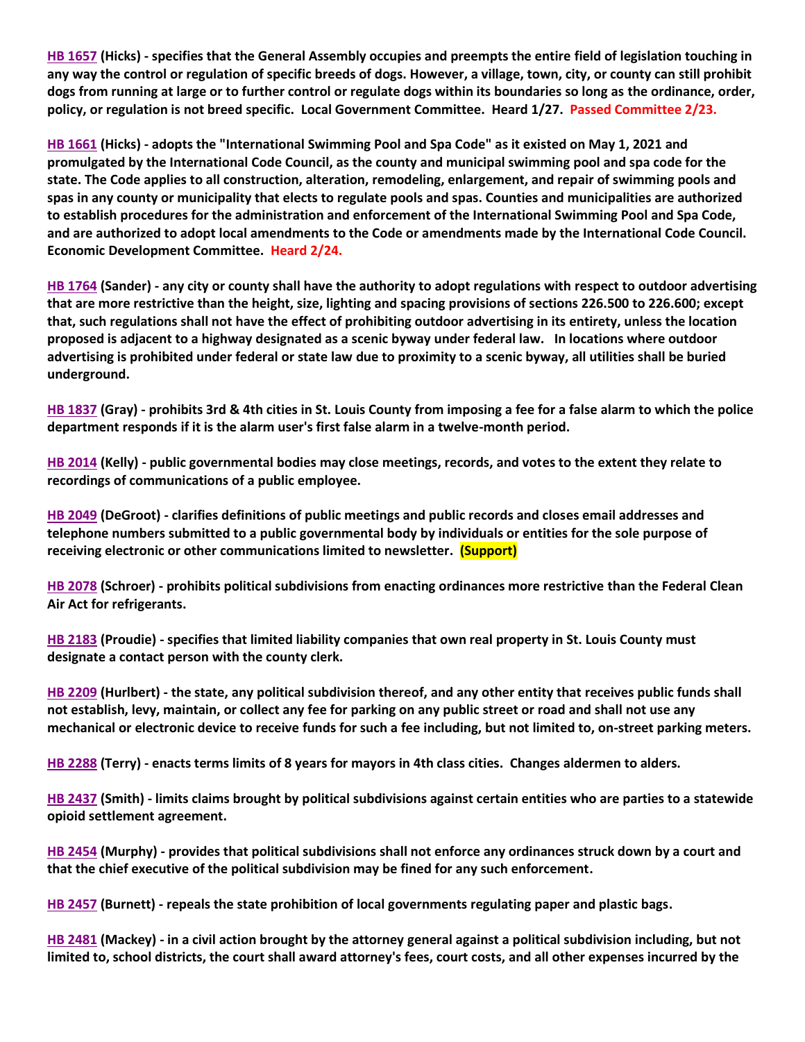**HB 1657 (Hicks) - specifies that the General Assembly occupies and preempts the entire field of legislation touching in any way the control or regulation of specific breeds of dogs. However, a village, town, city, or county can still prohibit dogs from running at large or to further control or regulate dogs within its boundaries so long as the ordinance, order, policy, or regulation is not breed specific. Local Government Committee. Heard 1/27. Passed Committee 2/23.**

**HB 1661 (Hicks) - adopts the "International Swimming Pool and Spa Code" as it existed on May 1, 2021 and promulgated by the International Code Council, as the county and municipal swimming pool and spa code for the state. The Code applies to all construction, alteration, remodeling, enlargement, and repair of swimming pools and spas in any county or municipality that elects to regulate pools and spas. Counties and municipalities are authorized to establish procedures for the administration and enforcement of the International Swimming Pool and Spa Code, and are authorized to adopt local amendments to the Code or amendments made by the International Code Council. Economic Development Committee. Heard 2/24.**

**HB 1764 (Sander) - any city or county shall have the authority to adopt regulations with respect to outdoor advertising that are more restrictive than the height, size, lighting and spacing provisions of sections 226.500 to 226.600; except that, such regulations shall not have the effect of prohibiting outdoor advertising in its entirety, unless the location proposed is adjacent to a highway designated as a scenic byway under federal law. In locations where outdoor advertising is prohibited under federal or state law due to proximity to a scenic byway, all utilities shall be buried underground.**

**HB 1837 (Gray) - prohibits 3rd & 4th cities in St. Louis County from imposing a fee for a false alarm to which the police department responds if it is the alarm user's first false alarm in a twelve-month period.**

**HB 2014 (Kelly) - public governmental bodies may close meetings, records, and votes to the extent they relate to recordings of communications of a public employee.**

**HB 2049 (DeGroot) - clarifies definitions of public meetings and public records and closes email addresses and telephone numbers submitted to a public governmental body by individuals or entities for the sole purpose of receiving electronic or other communications limited to newsletter. (Support)**

**HB 2078 (Schroer) - prohibits political subdivisions from enacting ordinances more restrictive than the Federal Clean Air Act for refrigerants.**

**HB 2183 (Proudie) - specifies that limited liability companies that own real property in St. Louis County must designate a contact person with the county clerk.**

**HB 2209 (Hurlbert) - the state, any political subdivision thereof, and any other entity that receives public funds shall not establish, levy, maintain, or collect any fee for parking on any public street or road and shall not use any mechanical or electronic device to receive funds for such a fee including, but not limited to, on-street parking meters.**

**HB 2288 (Terry) - enacts terms limits of 8 years for mayors in 4th class cities. Changes aldermen to alders.**

**HB 2437 (Smith) - limits claims brought by political subdivisions against certain entities who are parties to a statewide opioid settlement agreement.**

**HB 2454 (Murphy) - provides that political subdivisions shall not enforce any ordinances struck down by a court and that the chief executive of the political subdivision may be fined for any such enforcement.**

**HB 2457 (Burnett) - repeals the state prohibition of local governments regulating paper and plastic bags.**

**HB 2481 (Mackey) - in a civil action brought by the attorney general against a political subdivision including, but not limited to, school districts, the court shall award attorney's fees, court costs, and all other expenses incurred by the**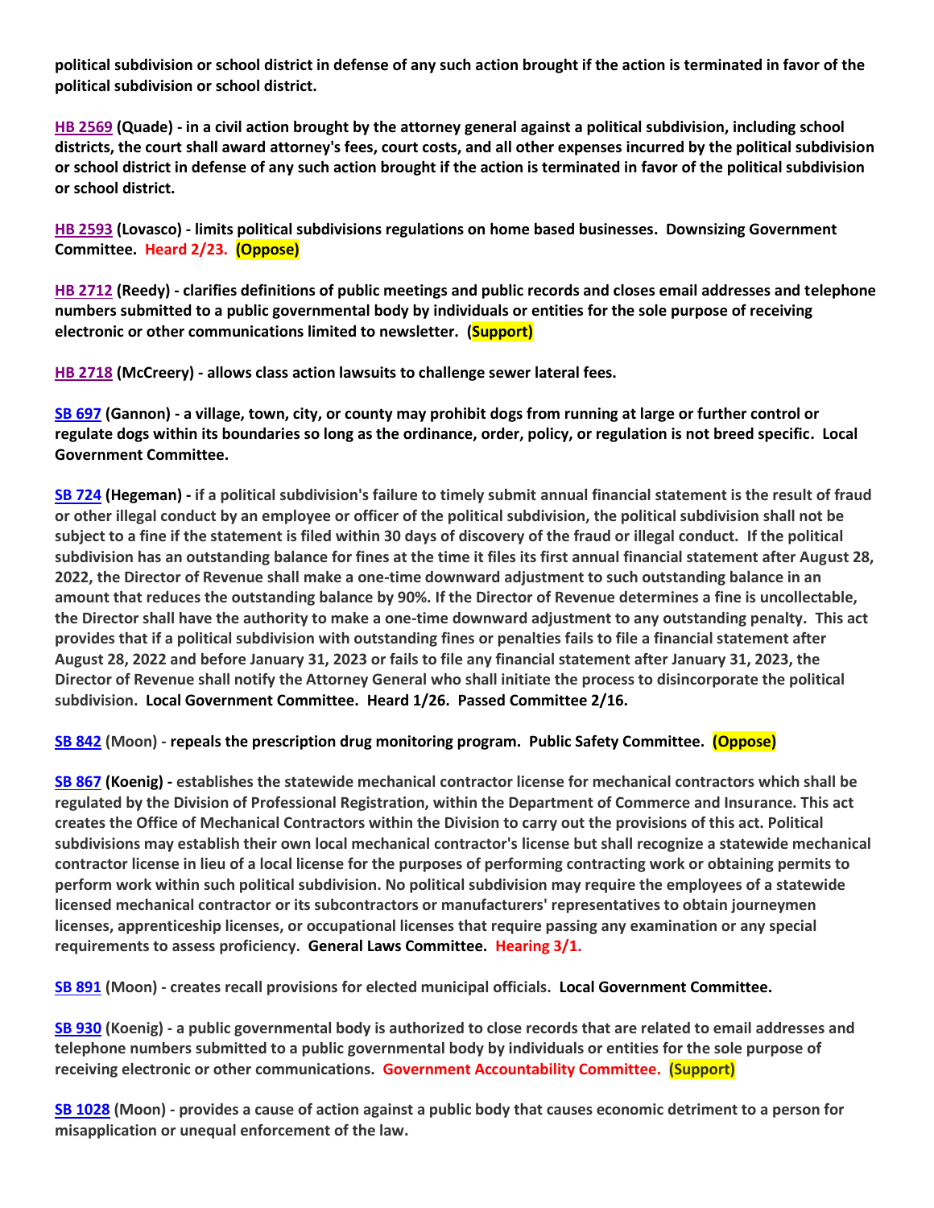**political subdivision or school district in defense of any such action brought if the action is terminated in favor of the political subdivision or school district.**

**HB 2569 (Quade) - in a civil action brought by the attorney general against a political subdivision, including school districts, the court shall award attorney's fees, court costs, and all other expenses incurred by the political subdivision or school district in defense of any such action brought if the action is terminated in favor of the political subdivision or school district.**

**HB 2593 (Lovasco) - limits political subdivisions regulations on home based businesses. Downsizing Government Committee. Heard 2/23. (Oppose)**

**HB 2712 (Reedy) - clarifies definitions of public meetings and public records and closes email addresses and telephone numbers submitted to a public governmental body by individuals or entities for the sole purpose of receiving electronic or other communications limited to newsletter. (Support)**

**HB 2718 (McCreery) - allows class action lawsuits to challenge sewer lateral fees.**

**SB 697 (Gannon) - a village, town, city, or county may prohibit dogs from running at large or further control or regulate dogs within its boundaries so long as the ordinance, order, policy, or regulation is not breed specific. Local Government Committee.**

**SB 724 (Hegeman) - if a political subdivision's failure to timely submit annual financial statement is the result of fraud or other illegal conduct by an employee or officer of the political subdivision, the political subdivision shall not be subject to a fine if the statement is filed within 30 days of discovery of the fraud or illegal conduct. If the political subdivision has an outstanding balance for fines at the time it files its first annual financial statement after August 28, 2022, the Director of Revenue shall make a one-time downward adjustment to such outstanding balance in an amount that reduces the outstanding balance by 90%. If the Director of Revenue determines a fine is uncollectable, the Director shall have the authority to make a one-time downward adjustment to any outstanding penalty. This act provides that if a political subdivision with outstanding fines or penalties fails to file a financial statement after August 28, 2022 and before January 31, 2023 or fails to file any financial statement after January 31, 2023, the Director of Revenue shall notify the Attorney General who shall initiate the process to disincorporate the political subdivision. Local Government Committee. Heard 1/26. Passed Committee 2/16.**

**SB 842 (Moon) - repeals the prescription drug monitoring program. Public Safety Committee. (Oppose)**

**SB 867 (Koenig) - establishes the statewide mechanical contractor license for mechanical contractors which shall be regulated by the Division of Professional Registration, within the Department of Commerce and Insurance. This act creates the Office of Mechanical Contractors within the Division to carry out the provisions of this act. Political subdivisions may establish their own local mechanical contractor's license but shall recognize a statewide mechanical contractor license in lieu of a local license for the purposes of performing contracting work or obtaining permits to perform work within such political subdivision. No political subdivision may require the employees of a statewide licensed mechanical contractor or its subcontractors or manufacturers' representatives to obtain journeymen licenses, apprenticeship licenses, or occupational licenses that require passing any examination or any special requirements to assess proficiency. General Laws Committee. Hearing 3/1.**

**SB 891 (Moon) - creates recall provisions for elected municipal officials. Local Government Committee.**

**SB 930 (Koenig) - a public governmental body is authorized to close records that are related to email addresses and telephone numbers submitted to a public governmental body by individuals or entities for the sole purpose of receiving electronic or other communications. Government Accountability Committee. (Support)**

**SB 1028 (Moon) - provides a cause of action against a public body that causes economic detriment to a person for misapplication or unequal enforcement of the law.**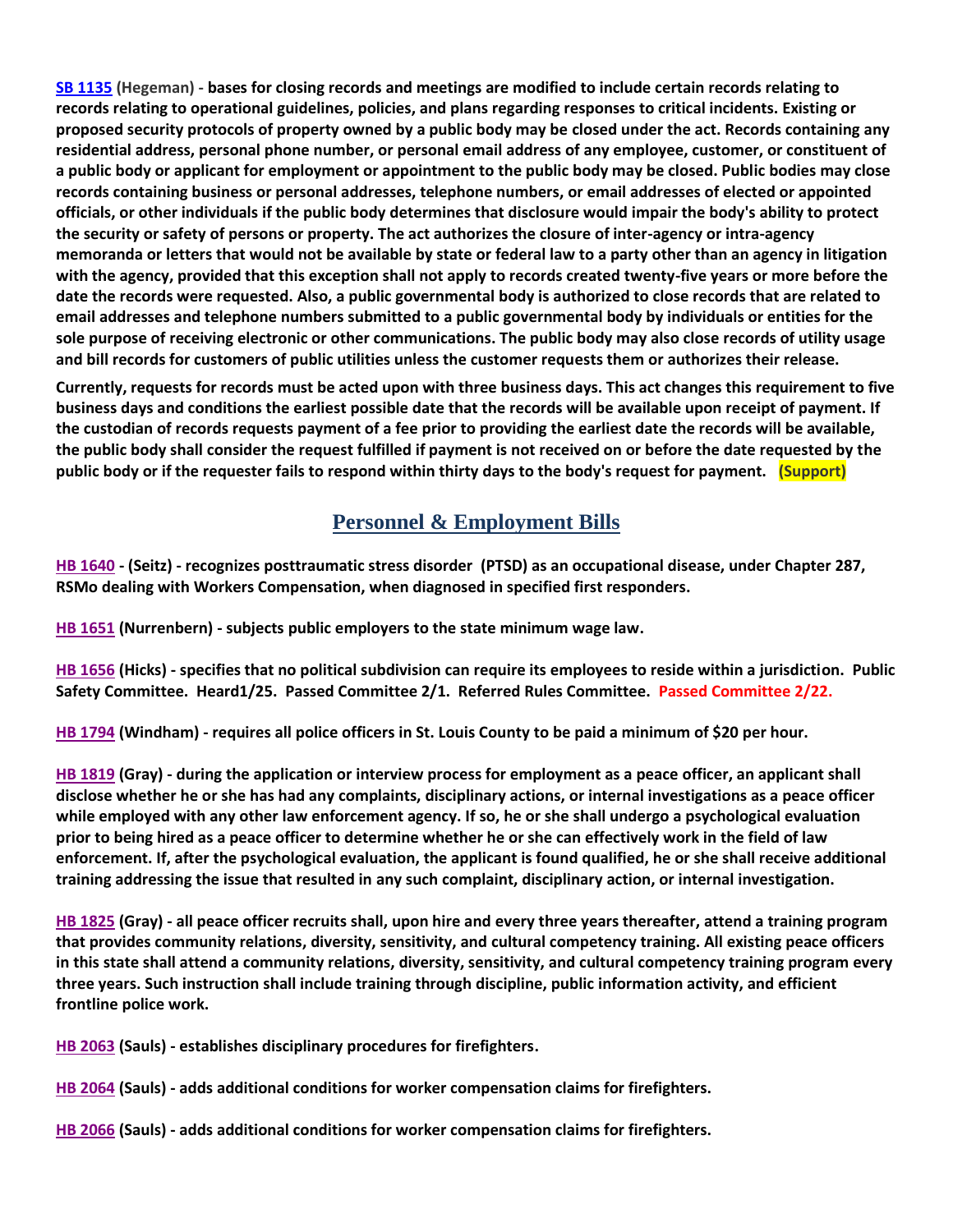**SB 1135 (Hegeman) - bases for closing records and meetings are modified to include certain records relating to records relating to operational guidelines, policies, and plans regarding responses to critical incidents. Existing or proposed security protocols of property owned by a public body may be closed under the act. Records containing any residential address, personal phone number, or personal email address of any employee, customer, or constituent of a public body or applicant for employment or appointment to the public body may be closed. Public bodies may close records containing business or personal addresses, telephone numbers, or email addresses of elected or appointed officials, or other individuals if the public body determines that disclosure would impair the body's ability to protect the security or safety of persons or property. The act authorizes the closure of inter-agency or intra-agency memoranda or letters that would not be available by state or federal law to a party other than an agency in litigation with the agency, provided that this exception shall not apply to records created twenty-five years or more before the date the records were requested. Also, a public governmental body is authorized to close records that are related to email addresses and telephone numbers submitted to a public governmental body by individuals or entities for the sole purpose of receiving electronic or other communications. The public body may also close records of utility usage and bill records for customers of public utilities unless the customer requests them or authorizes their release.**

**Currently, requests for records must be acted upon with three business days. This act changes this requirement to five business days and conditions the earliest possible date that the records will be available upon receipt of payment. If the custodian of records requests payment of a fee prior to providing the earliest date the records will be available, the public body shall consider the request fulfilled if payment is not received on or before the date requested by the public body or if the requester fails to respond within thirty days to the body's request for payment. (Support)**

## Personnel & Employment Bills

**HB 1640 - (Seitz) - recognizes posttraumatic stress disorder (PTSD) as an occupational disease, under Chapter 287, RSMo dealing with Workers Compensation, when diagnosed in specified first responders.**

**HB 1651 (Nurrenbern) - subjects public employers to the state minimum wage law.**

**HB 1656 (Hicks) - specifies that no political subdivision can require its employees to reside within a jurisdiction. Public Safety Committee. Heard1/25. Passed Committee 2/1. Referred Rules Committee. Passed Committee 2/22.**

**HB 1794 (Windham) - requires all police officers in St. Louis County to be paid a minimum of $20 per hour.**

**HB 1819 (Gray) - during the application or interview process for employment as a peace officer, an applicant shall disclose whether he or she has had any complaints, disciplinary actions, or internal investigations as a peace officer while employed with any other law enforcement agency. If so, he or she shall undergo a psychological evaluation prior to being hired as a peace officer to determine whether he or she can effectively work in the field of law enforcement. If, after the psychological evaluation, the applicant is found qualified, he or she shall receive additional training addressing the issue that resulted in any such complaint, disciplinary action, or internal investigation.**

**HB 1825 (Gray) - all peace officer recruits shall, upon hire and every three years thereafter, attend a training program that provides community relations, diversity, sensitivity, and cultural competency training. All existing peace officers in this state shall attend a community relations, diversity, sensitivity, and cultural competency training program every three years. Such instruction shall include training through discipline, public information activity, and efficient frontline police work.**

**HB 2063 (Sauls) - establishes disciplinary procedures for firefighters.**

**HB 2064 (Sauls) - adds additional conditions for worker compensation claims for firefighters.**

**HB 2066 (Sauls) - adds additional conditions for worker compensation claims for firefighters.**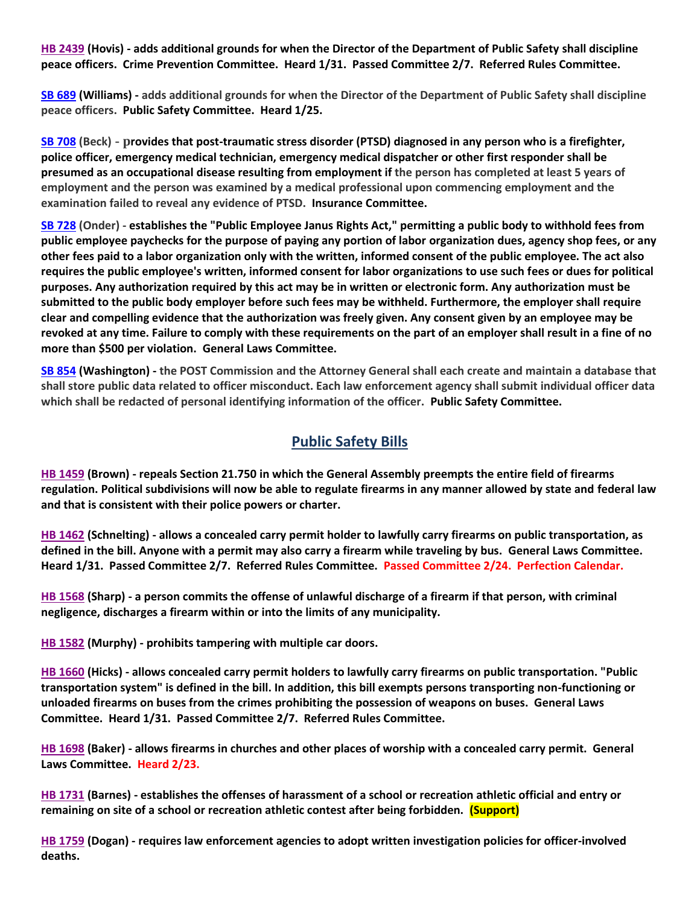**HB 2439 (Hovis) - adds additional grounds for when the Director of the Department of Public Safety shall discipline peace officers. Crime Prevention Committee. Heard 1/31. Passed Committee 2/7. Referred Rules Committee.**

**SB 689 (Williams) - adds additional grounds for when the Director of the Department of Public Safety shall discipline peace officers. Public Safety Committee. Heard 1/25.**

**SB 708 (Beck) - provides that post-traumatic stress disorder (PTSD) diagnosed in any person who is a firefighter, police officer, emergency medical technician, emergency medical dispatcher or other first responder shall be presumed as an occupational disease resulting from employment if the person has completed at least 5 years of employment and the person was examined by a medical professional upon commencing employment and the examination failed to reveal any evidence of PTSD. Insurance Committee.**

**SB 728 (Onder) - establishes the "Public Employee Janus Rights Act," permitting a public body to withhold fees from public employee paychecks for the purpose of paying any portion of labor organization dues, agency shop fees, or any other fees paid to a labor organization only with the written, informed consent of the public employee. The act also requires the public employee's written, informed consent for labor organizations to use such fees or dues for political purposes. Any authorization required by this act may be in written or electronic form. Any authorization must be submitted to the public body employer before such fees may be withheld. Furthermore, the employer shall require clear and compelling evidence that the authorization was freely given. Any consent given by an employee may be revoked at any time. Failure to comply with these requirements on the part of an employer shall result in a fine of no more than $500 per violation. General Laws Committee.**

**SB 854 (Washington) - the POST Commission and the Attorney General shall each create and maintain a database that shall store public data related to officer misconduct. Each law enforcement agency shall submit individual officer data which shall be redacted of personal identifying information of the officer. Public Safety Committee.**

## Public Safety Bills

**HB 1459 (Brown) - repeals Section 21.750 in which the General Assembly preempts the entire field of firearms regulation. Political subdivisions will now be able to regulate firearms in any manner allowed by state and federal law and that is consistent with their police powers or charter.**

**HB 1462 (Schnelting) - allows a concealed carry permit holder to lawfully carry firearms on public transportation, as defined in the bill. Anyone with a permit may also carry a firearm while traveling by bus. General Laws Committee. Heard 1/31. Passed Committee 2/7. Referred Rules Committee. Passed Committee 2/24. Perfection Calendar.**

**HB 1568 (Sharp) - a person commits the offense of unlawful discharge of a firearm if that person, with criminal negligence, discharges a firearm within or into the limits of any municipality.**

**HB 1582 (Murphy) - prohibits tampering with multiple car doors.**

**HB 1660 (Hicks) - allows concealed carry permit holders to lawfully carry firearms on public transportation. "Public transportation system" is defined in the bill. In addition, this bill exempts persons transporting non-functioning or unloaded firearms on buses from the crimes prohibiting the possession of weapons on buses. General Laws Committee. Heard 1/31. Passed Committee 2/7. Referred Rules Committee.**

**HB 1698 (Baker) - allows firearms in churches and other places of worship with a concealed carry permit. General Laws Committee. Heard 2/23.**

**HB 1731 (Barnes) - establishes the offenses of harassment of a school or recreation athletic official and entry or remaining on site of a school or recreation athletic contest after being forbidden. (Support)**

**HB 1759 (Dogan) - requires law enforcement agencies to adopt written investigation policies for officer-involved deaths.**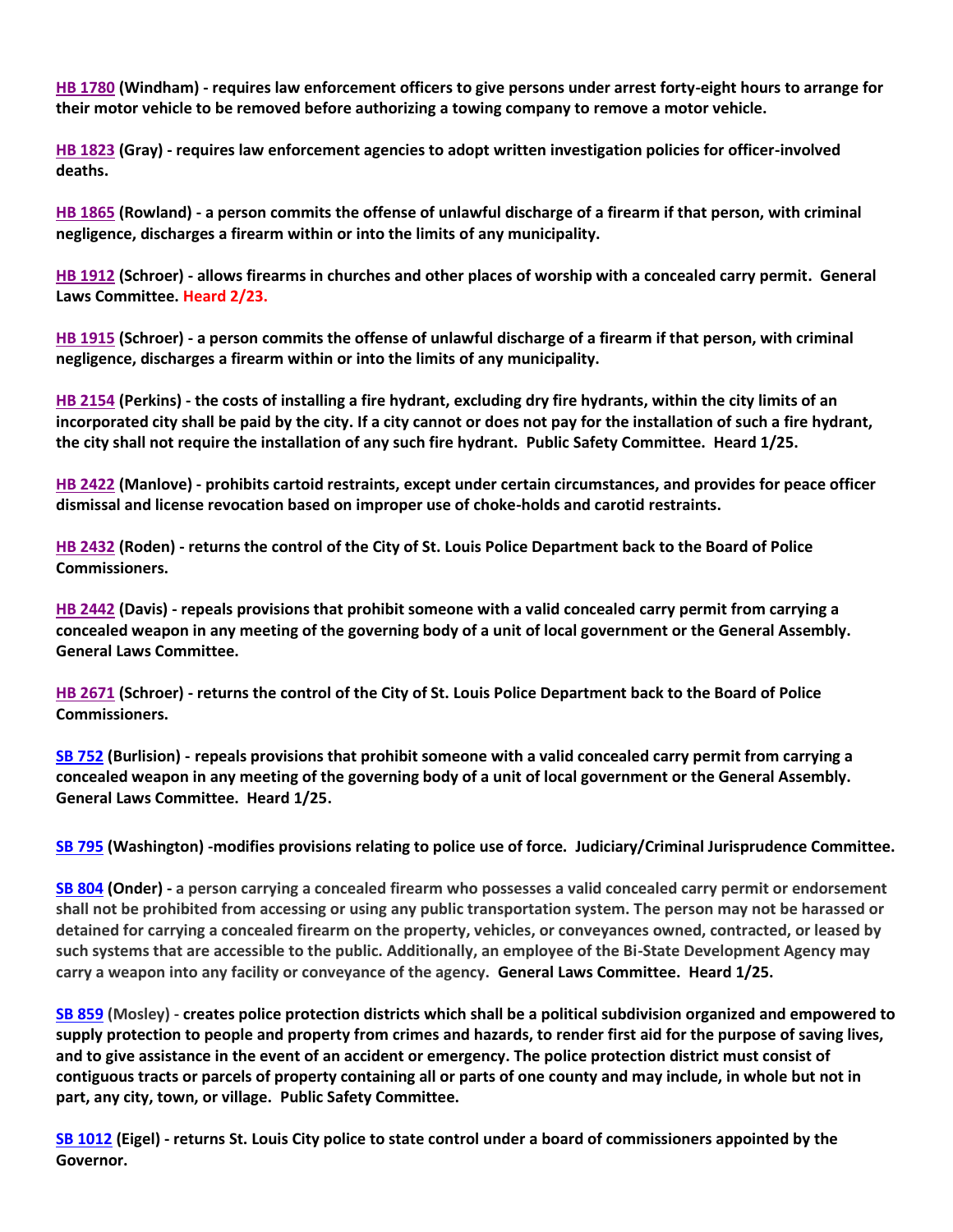**HB 1780 (Windham) - requires law enforcement officers to give persons under arrest forty-eight hours to arrange for their motor vehicle to be removed before authorizing a towing company to remove a motor vehicle.**

**HB 1823 (Gray) - requires law enforcement agencies to adopt written investigation policies for officer-involved deaths.**

**HB 1865 (Rowland) - a person commits the offense of unlawful discharge of a firearm if that person, with criminal negligence, discharges a firearm within or into the limits of any municipality.**

**HB 1912 (Schroer) - allows firearms in churches and other places of worship with a concealed carry permit. General Laws Committee. Heard 2/23.**

**HB 1915 (Schroer) - a person commits the offense of unlawful discharge of a firearm if that person, with criminal negligence, discharges a firearm within or into the limits of any municipality.**

**HB 2154 (Perkins) - the costs of installing a fire hydrant, excluding dry fire hydrants, within the city limits of an incorporated city shall be paid by the city. If a city cannot or does not pay for the installation of such a fire hydrant, the city shall not require the installation of any such fire hydrant. Public Safety Committee. Heard 1/25.**

**HB 2422 (Manlove) - prohibits cartoid restraints, except under certain circumstances, and provides for peace officer dismissal and license revocation based on improper use of choke-holds and carotid restraints.**

**HB 2432 (Roden) - returns the control of the City of St. Louis Police Department back to the Board of Police Commissioners.**

**HB 2442 (Davis) - repeals provisions that prohibit someone with a valid concealed carry permit from carrying a concealed weapon in any meeting of the governing body of a unit of local government or the General Assembly. General Laws Committee.**

**HB 2671 (Schroer) - returns the control of the City of St. Louis Police Department back to the Board of Police Commissioners.**

**SB 752 (Burlision) - repeals provisions that prohibit someone with a valid concealed carry permit from carrying a concealed weapon in any meeting of the governing body of a unit of local government or the General Assembly. General Laws Committee. Heard 1/25.**

**SB 795 (Washington) -modifies provisions relating to police use of force. Judiciary/Criminal Jurisprudence Committee.**

**SB 804 (Onder) - a person carrying a concealed firearm who possesses a valid concealed carry permit or endorsement shall not be prohibited from accessing or using any public transportation system. The person may not be harassed or detained for carrying a concealed firearm on the property, vehicles, or conveyances owned, contracted, or leased by such systems that are accessible to the public. Additionally, an employee of the Bi-State Development Agency may carry a weapon into any facility or conveyance of the agency. General Laws Committee. Heard 1/25.**

**SB 859 (Mosley) - creates police protection districts which shall be a political subdivision organized and empowered to supply protection to people and property from crimes and hazards, to render first aid for the purpose of saving lives, and to give assistance in the event of an accident or emergency. The police protection district must consist of contiguous tracts or parcels of property containing all or parts of one county and may include, in whole but not in part, any city, town, or village. Public Safety Committee.**

**SB 1012 (Eigel) - returns St. Louis City police to state control under a board of commissioners appointed by the Governor.**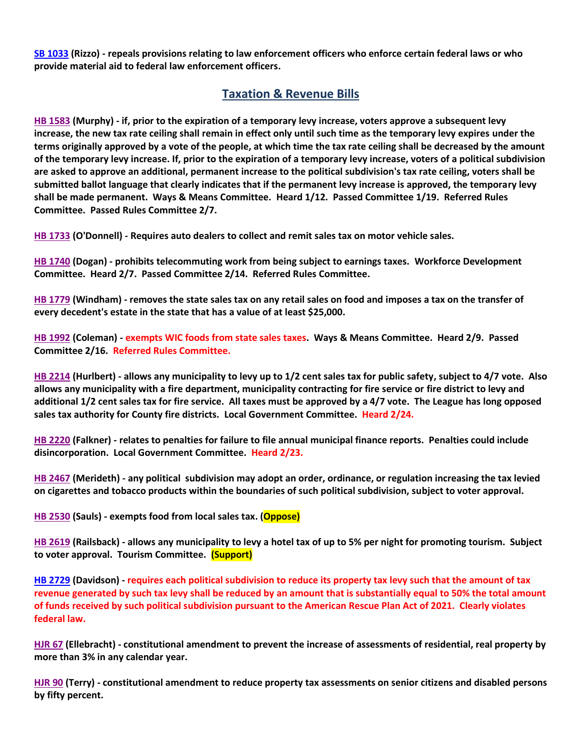**SB 1033 (Rizzo) - repeals provisions relating to law enforcement officers who enforce certain federal laws or who provide material aid to federal law enforcement officers.**

## Taxation & Revenue Bills

**HB 1583 (Murphy) - if, prior to the expiration of a temporary levy increase, voters approve a subsequent levy increase, the new tax rate ceiling shall remain in effect only until such time as the temporary levy expires under the terms originally approved by a vote of the people, at which time the tax rate ceiling shall be decreased by the amount of the temporary levy increase. If, prior to the expiration of a temporary levy increase, voters of a political subdivision are asked to approve an additional, permanent increase to the political subdivision's tax rate ceiling, voters shall be submitted ballot language that clearly indicates that if the permanent levy increase is approved, the temporary levy shall be made permanent. Ways & Means Committee. Heard 1/12. Passed Committee 1/19. Referred Rules Committee. Passed Rules Committee 2/7.**

**HB 1733 (O'Donnell) - Requires auto dealers to collect and remit sales tax on motor vehicle sales.**

**HB 1740 (Dogan) - prohibits telecommuting work from being subject to earnings taxes. Workforce Development Committee. Heard 2/7. Passed Committee 2/14. Referred Rules Committee.**

**HB 1779 (Windham) - removes the state sales tax on any retail sales on food and imposes a tax on the transfer of every decedent's estate in the state that has a value of at least $25,000.**

**HB 1992 (Coleman) - exempts WIC foods from state sales taxes. Ways & Means Committee. Heard 2/9. Passed Committee 2/16. Referred Rules Committee.**

**HB 2214 (Hurlbert) - allows any municipality to levy up to 1/2 cent sales tax for public safety, subject to 4/7 vote. Also allows any municipality with a fire department, municipality contracting for fire service or fire district to levy and additional 1/2 cent sales tax for fire service. All taxes must be approved by a 4/7 vote. The League has long opposed sales tax authority for County fire districts. Local Government Committee. Heard 2/24.**

**HB 2220 (Falkner) - relates to penalties for failure to file annual municipal finance reports. Penalties could include disincorporation. Local Government Committee. Heard 2/23.**

**HB 2467 (Merideth) - any political subdivision may adopt an order, ordinance, or regulation increasing the tax levied on cigarettes and tobacco products within the boundaries of such political subdivision, subject to voter approval.**

**HB 2530 (Sauls) - exempts food from local sales tax. (Oppose)**

**HB 2619 (Railsback) - allows any municipality to levy a hotel tax of up to 5% per night for promoting tourism. Subject to voter approval. Tourism Committee. (Support)**

**HB 2729 (Davidson) - requires each political subdivision to reduce its property tax levy such that the amount of tax revenue generated by such tax levy shall be reduced by an amount that is substantially equal to 50% the total amount of funds received by such political subdivision pursuant to the American Rescue Plan Act of 2021. Clearly violates federal law.**

**HJR 67 (Ellebracht) - constitutional amendment to prevent the increase of assessments of residential, real property by more than 3% in any calendar year.**

**HJR 90 (Terry) - constitutional amendment to reduce property tax assessments on senior citizens and disabled persons by fifty percent.**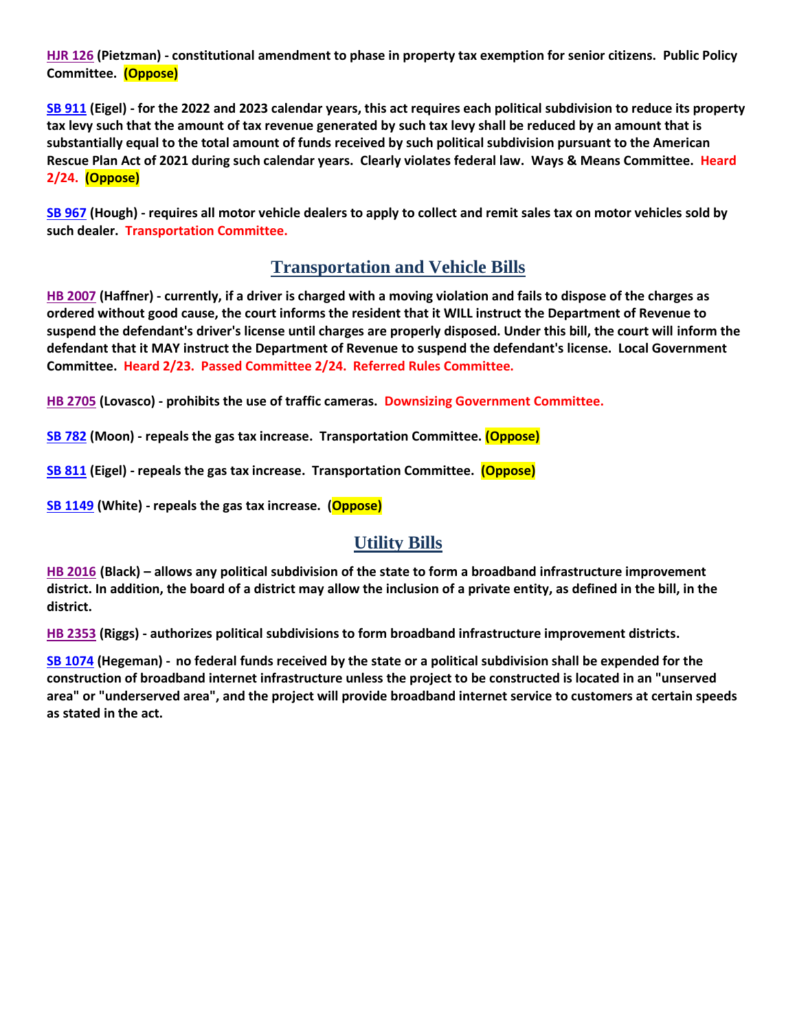**HJR 126 (Pietzman) - constitutional amendment to phase in property tax exemption for senior citizens. Public Policy Committee. (Oppose)**

**SB 911 (Eigel) - for the 2022 and 2023 calendar years, this act requires each political subdivision to reduce its property tax levy such that the amount of tax revenue generated by such tax levy shall be reduced by an amount that is substantially equal to the total amount of funds received by such political subdivision pursuant to the American Rescue Plan Act of 2021 during such calendar years. Clearly violates federal law. Ways & Means Committee. Heard 2/24. (Oppose)**

**SB 967 (Hough) - requires all motor vehicle dealers to apply to collect and remit sales tax on motor vehicles sold by such dealer. Transportation Committee.**

## Transportation and Vehicle Bills

**HB 2007 (Haffner) - currently, if a driver is charged with a moving violation and fails to dispose of the charges as ordered without good cause, the court informs the resident that it WILL instruct the Department of Revenue to suspend the defendant's driver's license until charges are properly disposed. Under this bill, the court will inform the defendant that it MAY instruct the Department of Revenue to suspend the defendant's license. Local Government Committee. Heard 2/23. Passed Committee 2/24. Referred Rules Committee.**

**HB 2705 (Lovasco) - prohibits the use of traffic cameras. Downsizing Government Committee.**

**SB 782 (Moon) - repeals the gas tax increase. Transportation Committee. (Oppose)**

**SB 811 (Eigel) - repeals the gas tax increase. Transportation Committee. (Oppose)**

**SB 1149 (White) - repeals the gas tax increase. (Oppose)**

## Utility Bills

**HB 2016 (Black) – allows any political subdivision of the state to form a broadband infrastructure improvement district. In addition, the board of a district may allow the inclusion of a private entity, as defined in the bill, in the district.**

**HB 2353 (Riggs) - authorizes political subdivisions to form broadband infrastructure improvement districts.**

**SB 1074 (Hegeman) - no federal funds received by the state or a political subdivision shall be expended for the construction of broadband internet infrastructure unless the project to be constructed is located in an "unserved area" or "underserved area", and the project will provide broadband internet service to customers at certain speeds as stated in the act.**